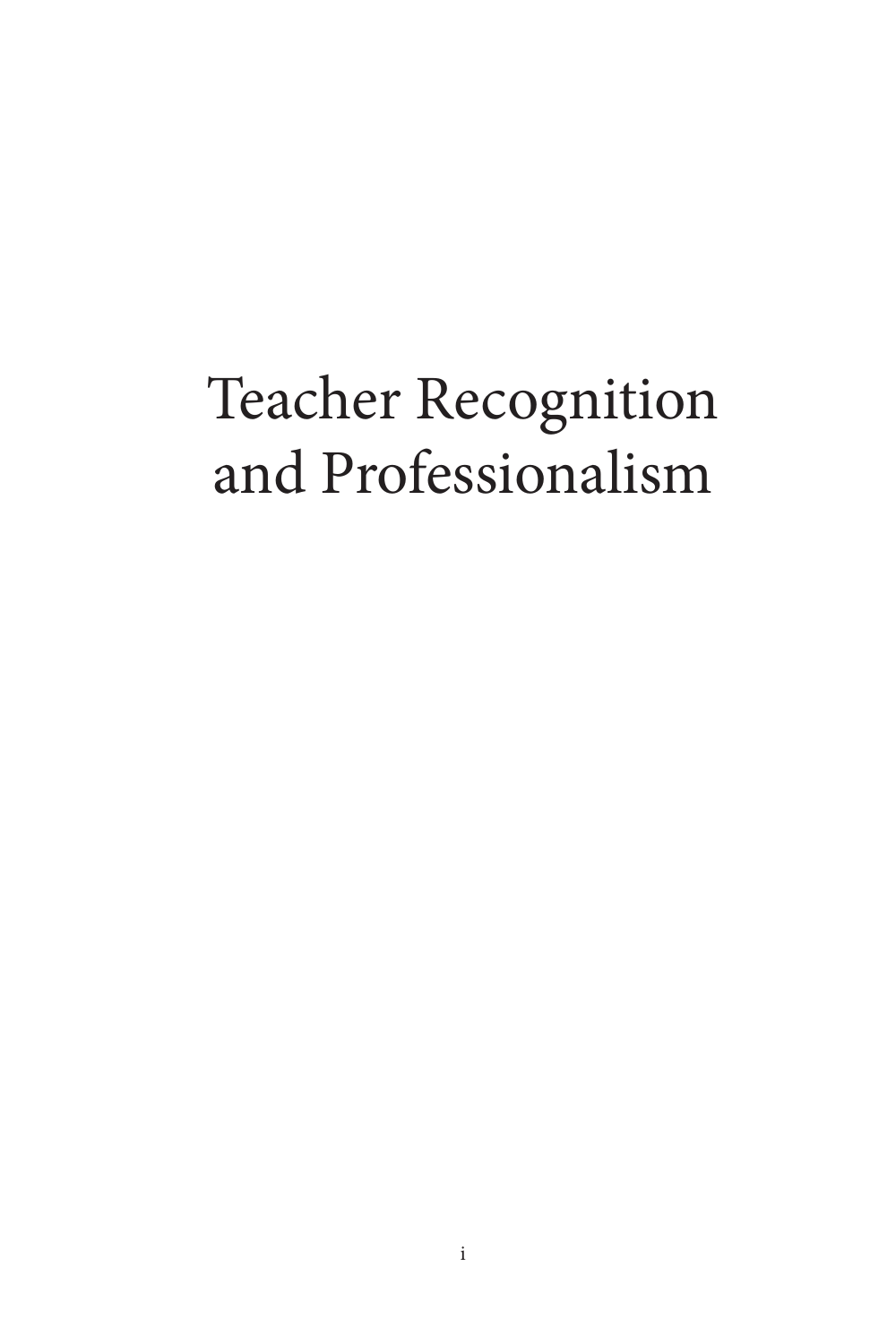# Teacher Recognition and Professionalism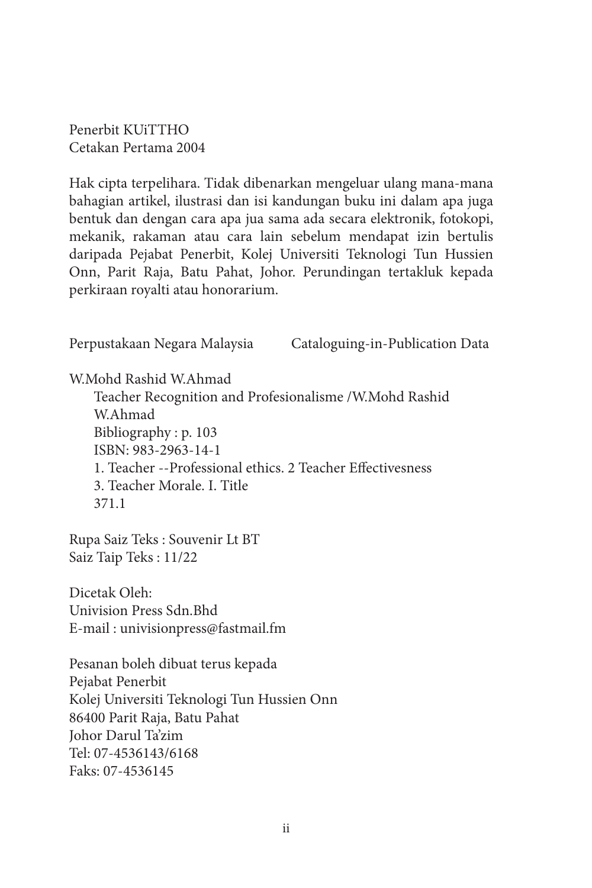Penerbit KUiTTHO
Cetakan Pertama 2004

Hak cipta terpelihara. Tidak dibenarkan mengeluar ulang mana-mana bahagian artikel, ilustrasi dan isi kandungan buku ini dalam apa juga bentuk dan dengan cara apa jua sama ada secara elektronik, fotokopi, mekanik, rakaman atau cara lain sebelum mendapat izin bertulis daripada Pejabat Penerbit, Kolej Universiti Teknologi Tun Hussien Onn, Parit Raja, Batu Pahat, Johor. Perundingan tertakluk kepada perkiraan royalti atau honorarium.

Perpustakaan Negara Malaysia          Cataloguing-in-Publication Data

W.Mohd Rashid W.Ahmad
Teacher Recognition and Profesionalisme /W.Mohd Rashid W.Ahmad
Bibliography : p. 103
ISBN: 983-2963-14-1
1. Teacher --Professional ethics. 2 Teacher Effectivesness
3. Teacher Morale. I. Title
371.1

Rupa Saiz Teks : Souvenir Lt BT
Saiz Taip Teks : 11/22

Dicetak Oleh:
Univision Press Sdn.Bhd
E-mail : univisionpress@fastmail.fm

Pesanan boleh dibuat terus kepada
Pejabat Penerbit
Kolej Universiti Teknologi Tun Hussien Onn
86400 Parit Raja, Batu Pahat
Johor Darul Ta'zim
Tel: 07-4536143/6168
Faks: 07-4536145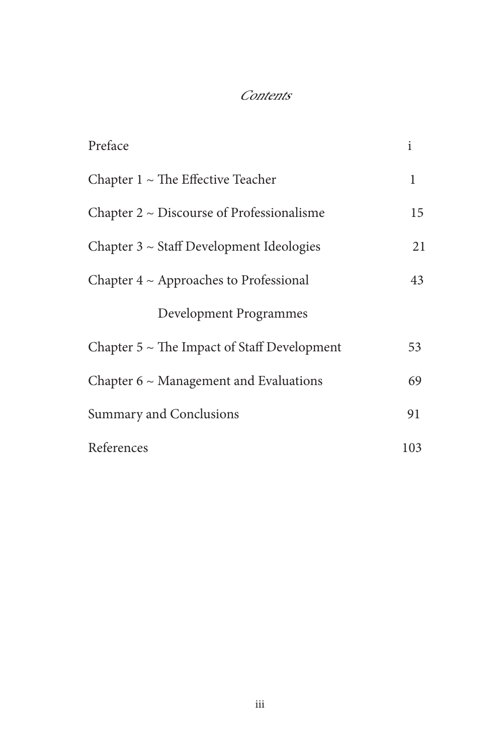# *Contents*

| | |
|---|---|
| Preface | i |
| Chapter 1 ~ The Effective Teacher | 1 |
| Chapter 2 ~ Discourse of Professionalisme | 15 |
| Chapter 3 ~ Staff Development Ideologies | 21 |
| Chapter 4 ~ Approaches to Professional Development Programmes | 43 |
| Chapter 5 ~ The Impact of Staff Development | 53 |
| Chapter 6 ~ Management and Evaluations | 69 |
| Summary and Conclusions | 91 |
| References | 103 |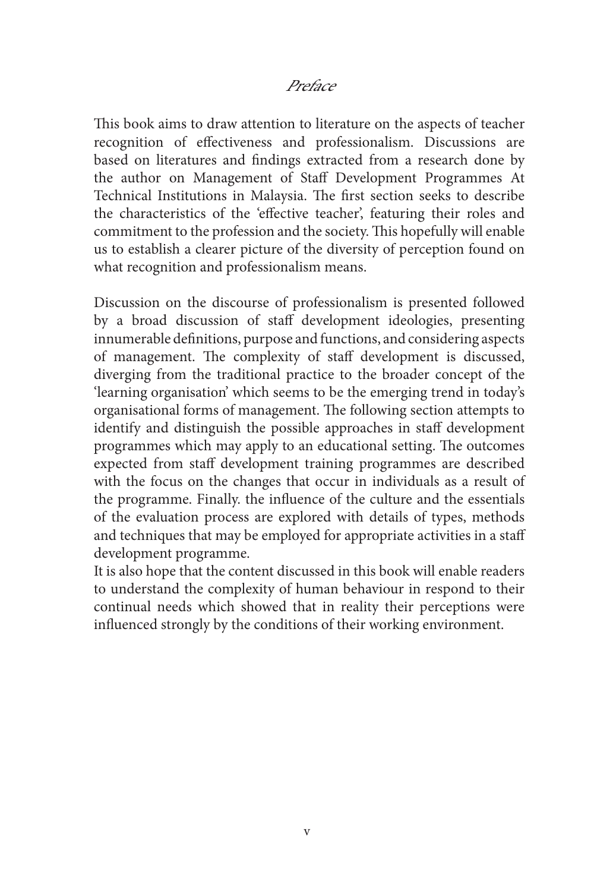# *Preface*

This book aims to draw attention to literature on the aspects of teacher recognition of effectiveness and professionalism. Discussions are based on literatures and findings extracted from a research done by the author on Management of Staff Development Programmes At Technical Institutions in Malaysia. The first section seeks to describe the characteristics of the 'effective teacher', featuring their roles and commitment to the profession and the society. This hopefully will enable us to establish a clearer picture of the diversity of perception found on what recognition and professionalism means.

Discussion on the discourse of professionalism is presented followed by a broad discussion of staff development ideologies, presenting innumerable definitions, purpose and functions, and considering aspects of management. The complexity of staff development is discussed, diverging from the traditional practice to the broader concept of the 'learning organisation' which seems to be the emerging trend in today's organisational forms of management. The following section attempts to identify and distinguish the possible approaches in staff development programmes which may apply to an educational setting. The outcomes expected from staff development training programmes are described with the focus on the changes that occur in individuals as a result of the programme. Finally. the influence of the culture and the essentials of the evaluation process are explored with details of types, methods and techniques that may be employed for appropriate activities in a staff development programme.

It is also hope that the content discussed in this book will enable readers to understand the complexity of human behaviour in respond to their continual needs which showed that in reality their perceptions were influenced strongly by the conditions of their working environment.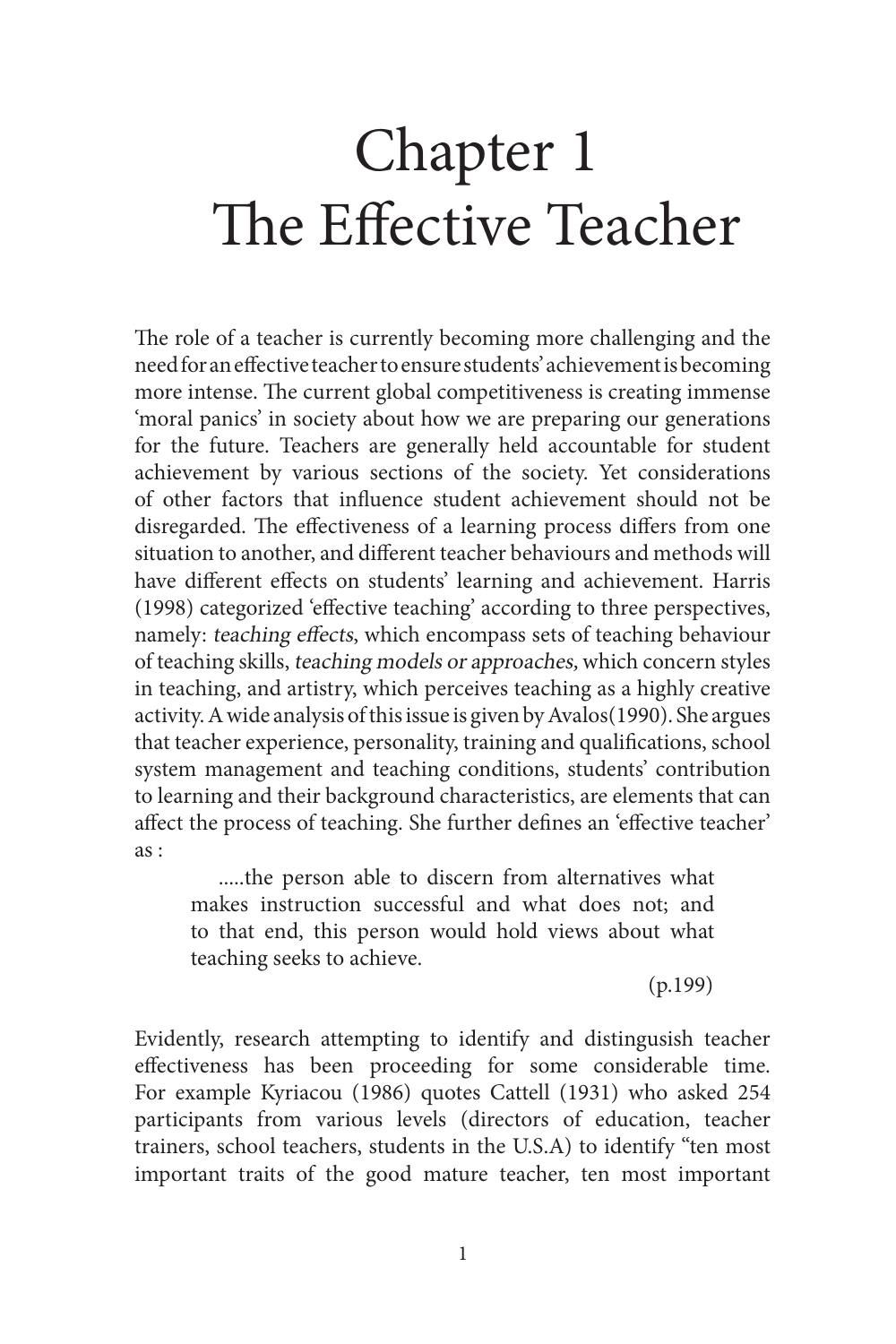# Chapter 1
# The Effective Teacher

The role of a teacher is currently becoming more challenging and the need for an effective teacher to ensure students' achievement is becoming more intense. The current global competitiveness is creating immense 'moral panics' in society about how we are preparing our generations for the future. Teachers are generally held accountable for student achievement by various sections of the society. Yet considerations of other factors that influence student achievement should not be disregarded. The effectiveness of a learning process differs from one situation to another, and different teacher behaviours and methods will have different effects on students' learning and achievement. Harris (1998) categorized 'effective teaching' according to three perspectives, namely: *teaching effects*, which encompass sets of teaching behaviour of teaching skills, *teaching models or approaches,* which concern styles in teaching, and artistry, which perceives teaching as a highly creative activity. A wide analysis of this issue is given by Avalos(1990). She argues that teacher experience, personality, training and qualifications, school system management and teaching conditions, students' contribution to learning and their background characteristics, are elements that can affect the process of teaching. She further defines an 'effective teacher' as :

> .....the person able to discern from alternatives what makes instruction successful and what does not; and to that end, this person would hold views about what teaching seeks to achieve.
>
> (p.199)

Evidently, research attempting to identify and distingusish teacher effectiveness has been proceeding for some considerable time. For example Kyriacou (1986) quotes Cattell (1931) who asked 254 participants from various levels (directors of education, teacher trainers, school teachers, students in the U.S.A) to identify "ten most important traits of the good mature teacher, ten most important